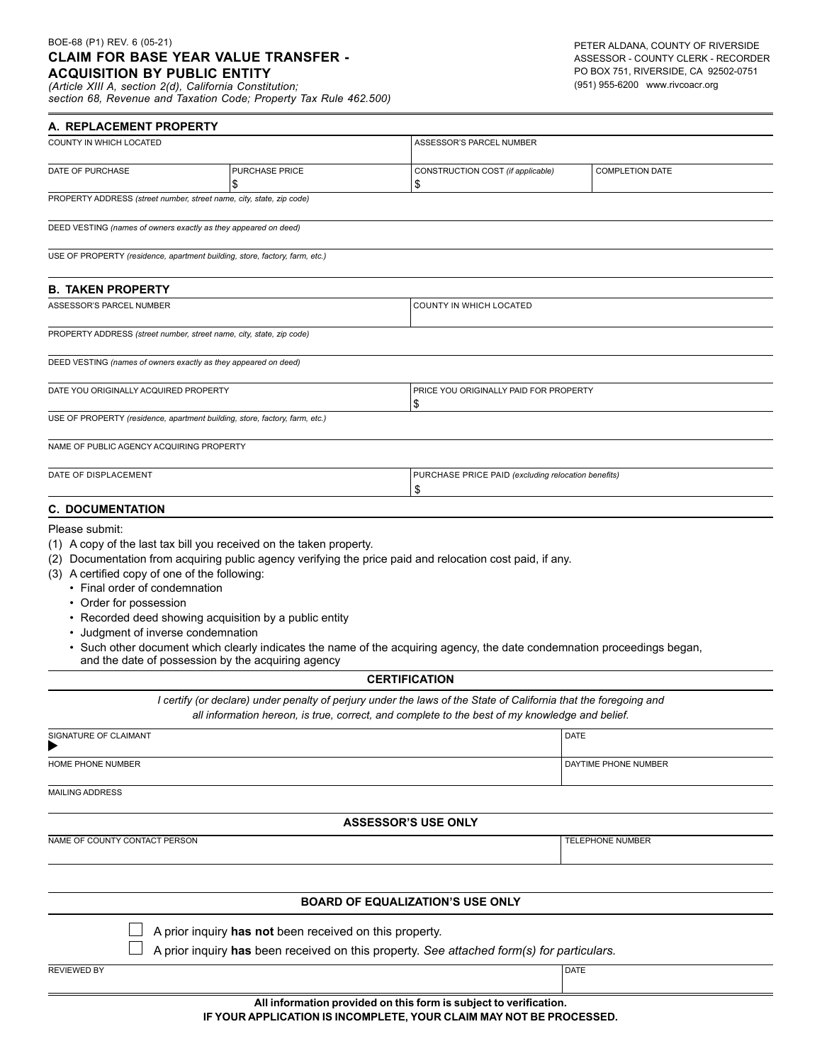BOE-68 (P1) REV. 6 (05-21)

# CLAIM FOR BASE YEAR VALUE TRANSFER - ACQUISITION BY PUBLIC ENTITY

*(Article XIII A, section 2(d), California Constitution; section 68, Revenue and Taxation Code; Property Tax Rule 462.500)*

PETER ALDANA, COUNTY OF RIVERSIDE
ASSESSOR - COUNTY CLERK - RECORDER
PO BOX 751, RIVERSIDE, CA 92502-0751
(951) 955-6200 www.rivcoacr.org

## A. REPLACEMENT PROPERTY

| COUNTY IN WHICH LOCATED | | ASSESSOR'S PARCEL NUMBER | |
|---|---|---|---|
| DATE OF PURCHASE | PURCHASE PRICE<br>$ | CONSTRUCTION COST *(if applicable)*<br>$ | COMPLETION DATE |

PROPERTY ADDRESS *(street number, street name, city, state, zip code)*

DEED VESTING *(names of owners exactly as they appeared on deed)*

USE OF PROPERTY *(residence, apartment building, store, factory, farm, etc.)*

## B. TAKEN PROPERTY

| ASSESSOR'S PARCEL NUMBER | COUNTY IN WHICH LOCATED |
|---|---|

PROPERTY ADDRESS *(street number, street name, city, state, zip code)*

DEED VESTING *(names of owners exactly as they appeared on deed)*

| DATE YOU ORIGINALLY ACQUIRED PROPERTY | PRICE YOU ORIGINALLY PAID FOR PROPERTY<br>$ |
|---|---|

USE OF PROPERTY *(residence, apartment building, store, factory, farm, etc.)*

NAME OF PUBLIC AGENCY ACQUIRING PROPERTY

| DATE OF DISPLACEMENT | PURCHASE PRICE PAID *(excluding relocation benefits)*<br>$ |
|---|---|

## C. DOCUMENTATION

Please submit:

(1) A copy of the last tax bill you received on the taken property.
(2) Documentation from acquiring public agency verifying the price paid and relocation cost paid, if any.
(3) A certified copy of one of the following:
- Final order of condemnation
- Order for possession
- Recorded deed showing acquisition by a public entity
- Judgment of inverse condemnation
- Such other document which clearly indicates the name of the acquiring agency, the date condemnation proceedings began, and the date of possession by the acquiring agency

## CERTIFICATION

*I certify (or declare) under penalty of perjury under the laws of the State of California that the foregoing and all information hereon, is true, correct, and complete to the best of my knowledge and belief.*

| SIGNATURE OF CLAIMANT<br>▶ | DATE |
|---|---|
| HOME PHONE NUMBER | DAYTIME PHONE NUMBER |

MAILING ADDRESS

## ASSESSOR'S USE ONLY

| NAME OF COUNTY CONTACT PERSON | TELEPHONE NUMBER |
|---|---|

## BOARD OF EQUALIZATION'S USE ONLY

☐ A prior inquiry **has not** been received on this property.

☐ A prior inquiry **has** been received on this property. *See attached form(s) for particulars.*

| REVIEWED BY | DATE |
|---|---|

**All information provided on this form is subject to verification.**
**IF YOUR APPLICATION IS INCOMPLETE, YOUR CLAIM MAY NOT BE PROCESSED.**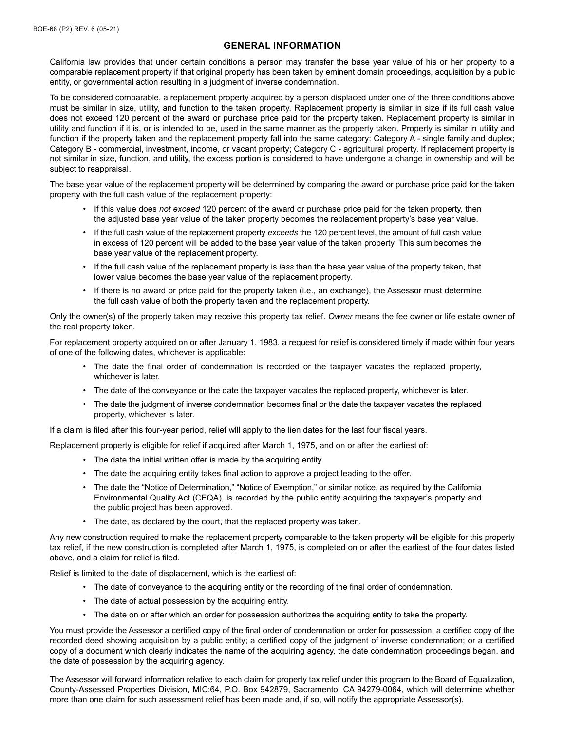## GENERAL INFORMATION

California law provides that under certain conditions a person may transfer the base year value of his or her property to a comparable replacement property if that original property has been taken by eminent domain proceedings, acquisition by a public entity, or governmental action resulting in a judgment of inverse condemnation.

To be considered comparable, a replacement property acquired by a person displaced under one of the three conditions above must be similar in size, utility, and function to the taken property. Replacement property is similar in size if its full cash value does not exceed 120 percent of the award or purchase price paid for the property taken. Replacement property is similar in utility and function if it is, or is intended to be, used in the same manner as the property taken. Property is similar in utility and function if the property taken and the replacement property fall into the same category: Category A - single family and duplex; Category B - commercial, investment, income, or vacant property; Category C - agricultural property. If replacement property is not similar in size, function, and utility, the excess portion is considered to have undergone a change in ownership and will be subject to reappraisal.

The base year value of the replacement property will be determined by comparing the award or purchase price paid for the taken property with the full cash value of the replacement property:

- If this value does *not exceed* 120 percent of the award or purchase price paid for the taken property, then the adjusted base year value of the taken property becomes the replacement property's base year value.
- If the full cash value of the replacement property *exceeds* the 120 percent level, the amount of full cash value in excess of 120 percent will be added to the base year value of the taken property. This sum becomes the base year value of the replacement property.
- If the full cash value of the replacement property is *less* than the base year value of the property taken, that lower value becomes the base year value of the replacement property.
- If there is no award or price paid for the property taken (i.e., an exchange), the Assessor must determine the full cash value of both the property taken and the replacement property.

Only the owner(s) of the property taken may receive this property tax relief. *Owner* means the fee owner or life estate owner of the real property taken.

For replacement property acquired on or after January 1, 1983, a request for relief is considered timely if made within four years of one of the following dates, whichever is applicable:

- The date the final order of condemnation is recorded or the taxpayer vacates the replaced property, whichever is later.
- The date of the conveyance or the date the taxpayer vacates the replaced property, whichever is later.
- The date the judgment of inverse condemnation becomes final or the date the taxpayer vacates the replaced property, whichever is later.

If a claim is filed after this four-year period, relief wlll apply to the lien dates for the last four fiscal years.

Replacement property is eligible for relief if acquired after March 1, 1975, and on or after the earliest of:

- The date the initial written offer is made by the acquiring entity.
- The date the acquiring entity takes final action to approve a project leading to the offer.
- The date the "Notice of Determination," "Notice of Exemption," or similar notice, as required by the California Environmental Quality Act (CEQA), is recorded by the public entity acquiring the taxpayer's property and the public project has been approved.
- The date, as declared by the court, that the replaced property was taken.

Any new construction required to make the replacement property comparable to the taken property will be eligible for this property tax relief, if the new construction is completed after March 1, 1975, is completed on or after the earliest of the four dates listed above, and a claim for relief is filed.

Relief is limited to the date of displacement, which is the earliest of:

- The date of conveyance to the acquiring entity or the recording of the final order of condemnation.
- The date of actual possession by the acquiring entity.
- The date on or after which an order for possession authorizes the acquiring entity to take the property.

You must provide the Assessor a certified copy of the final order of condemnation or order for possession; a certified copy of the recorded deed showing acquisition by a public entity; a certified copy of the judgment of inverse condemnation; or a certified copy of a document which clearly indicates the name of the acquiring agency, the date condemnation proceedings began, and the date of possession by the acquiring agency.

The Assessor will forward information relative to each claim for property tax relief under this program to the Board of Equalization, County-Assessed Properties Division, MIC:64, P.O. Box 942879, Sacramento, CA 94279-0064, which will determine whether more than one claim for such assessment relief has been made and, if so, will notify the appropriate Assessor(s).